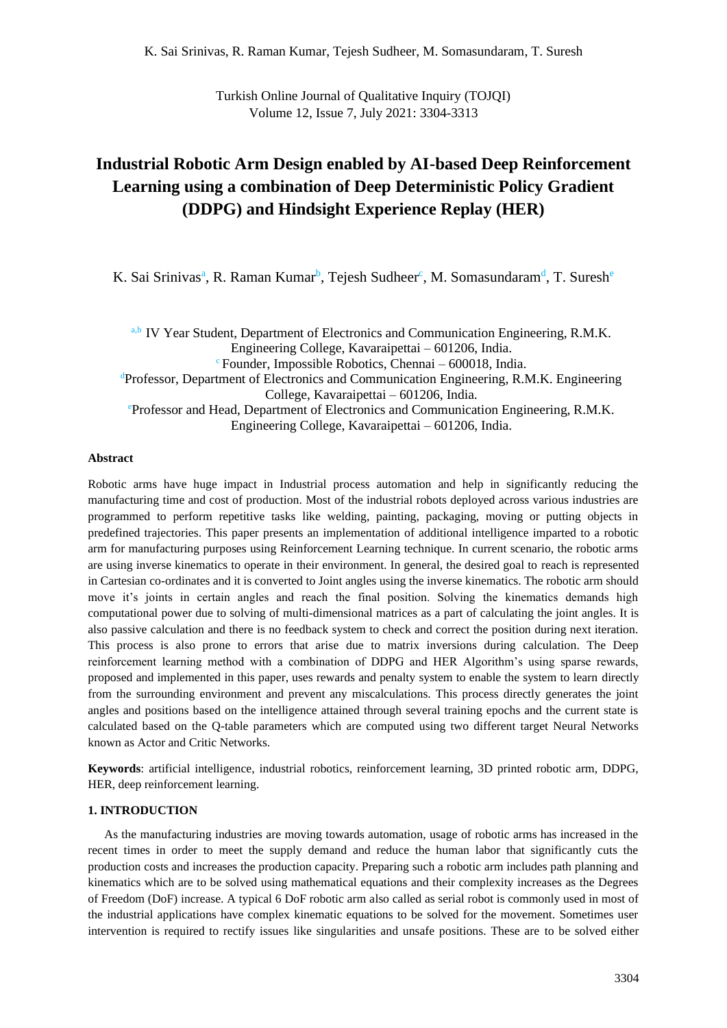# Industrial Robotic Arm Design enabled by AI-based Deep Reinforcement Learning using a combination of Deep Deterministic Policy Gradient (DDPG) and Hindsight Experience Replay (HER)

K. Sai Srinivas[a], R. Raman Kumar[b], Tejesh Sudheer[c], M. Somasundaram[d], T. Suresh[e]

[a,b] IV Year Student, Department of Electronics and Communication Engineering, R.M.K. Engineering College, Kavaraipettai – 601206, India.
[c] Founder, Impossible Robotics, Chennai – 600018, India.
[d] Professor, Department of Electronics and Communication Engineering, R.M.K. Engineering College, Kavaraipettai – 601206, India.
[e] Professor and Head, Department of Electronics and Communication Engineering, R.M.K. Engineering College, Kavaraipettai – 601206, India.

**Abstract**

Robotic arms have huge impact in Industrial process automation and help in significantly reducing the manufacturing time and cost of production. Most of the industrial robots deployed across various industries are programmed to perform repetitive tasks like welding, painting, packaging, moving or putting objects in predefined trajectories. This paper presents an implementation of additional intelligence imparted to a robotic arm for manufacturing purposes using Reinforcement Learning technique. In current scenario, the robotic arms are using inverse kinematics to operate in their environment. In general, the desired goal to reach is represented in Cartesian co-ordinates and it is converted to Joint angles using the inverse kinematics. The robotic arm should move it's joints in certain angles and reach the final position. Solving the kinematics demands high computational power due to solving of multi-dimensional matrices as a part of calculating the joint angles. It is also passive calculation and there is no feedback system to check and correct the position during next iteration. This process is also prone to errors that arise due to matrix inversions during calculation. The Deep reinforcement learning method with a combination of DDPG and HER Algorithm's using sparse rewards, proposed and implemented in this paper, uses rewards and penalty system to enable the system to learn directly from the surrounding environment and prevent any miscalculations. This process directly generates the joint angles and positions based on the intelligence attained through several training epochs and the current state is calculated based on the Q-table parameters which are computed using two different target Neural Networks known as Actor and Critic Networks.

**Keywords**: artificial intelligence, industrial robotics, reinforcement learning, 3D printed robotic arm, DDPG, HER, deep reinforcement learning.

## 1. INTRODUCTION

As the manufacturing industries are moving towards automation, usage of robotic arms has increased in the recent times in order to meet the supply demand and reduce the human labor that significantly cuts the production costs and increases the production capacity. Preparing such a robotic arm includes path planning and kinematics which are to be solved using mathematical equations and their complexity increases as the Degrees of Freedom (DoF) increase. A typical 6 DoF robotic arm also called as serial robot is commonly used in most of the industrial applications have complex kinematic equations to be solved for the movement. Sometimes user intervention is required to rectify issues like singularities and unsafe positions. These are to be solved either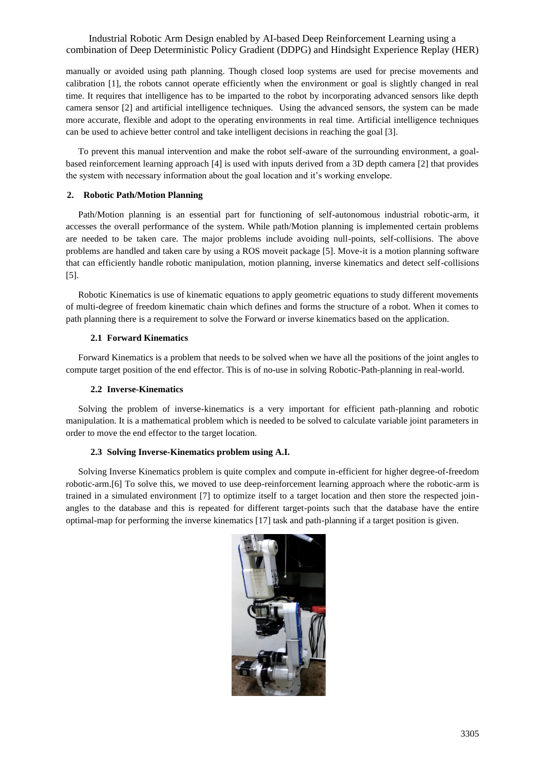manually or avoided using path planning. Though closed loop systems are used for precise movements and calibration [1], the robots cannot operate efficiently when the environment or goal is slightly changed in real time. It requires that intelligence has to be imparted to the robot by incorporating advanced sensors like depth camera sensor [2] and artificial intelligence techniques. Using the advanced sensors, the system can be made more accurate, flexible and adopt to the operating environments in real time. Artificial intelligence techniques can be used to achieve better control and take intelligent decisions in reaching the goal [3].

To prevent this manual intervention and make the robot self-aware of the surrounding environment, a goal-based reinforcement learning approach [4] is used with inputs derived from a 3D depth camera [2] that provides the system with necessary information about the goal location and it's working envelope.

## 2. Robotic Path/Motion Planning

Path/Motion planning is an essential part for functioning of self-autonomous industrial robotic-arm, it accesses the overall performance of the system. While path/Motion planning is implemented certain problems are needed to be taken care. The major problems include avoiding null-points, self-collisions. The above problems are handled and taken care by using a ROS moveit package [5]. Move-it is a motion planning software that can efficiently handle robotic manipulation, motion planning, inverse kinematics and detect self-collisions [5].

Robotic Kinematics is use of kinematic equations to apply geometric equations to study different movements of multi-degree of freedom kinematic chain which defines and forms the structure of a robot. When it comes to path planning there is a requirement to solve the Forward or inverse kinematics based on the application.

### 2.1 Forward Kinematics

Forward Kinematics is a problem that needs to be solved when we have all the positions of the joint angles to compute target position of the end effector. This is of no-use in solving Robotic-Path-planning in real-world.

### 2.2 Inverse-Kinematics

Solving the problem of inverse-kinematics is a very important for efficient path-planning and robotic manipulation. It is a mathematical problem which is needed to be solved to calculate variable joint parameters in order to move the end effector to the target location.

### 2.3 Solving Inverse-Kinematics problem using A.I.

Solving Inverse Kinematics problem is quite complex and compute in-efficient for higher degree-of-freedom robotic-arm.[6] To solve this, we moved to use deep-reinforcement learning approach where the robotic-arm is trained in a simulated environment [7] to optimize itself to a target location and then store the respected join-angles to the database and this is repeated for different target-points such that the database have the entire optimal-map for performing the inverse kinematics [17] task and path-planning if a target position is given.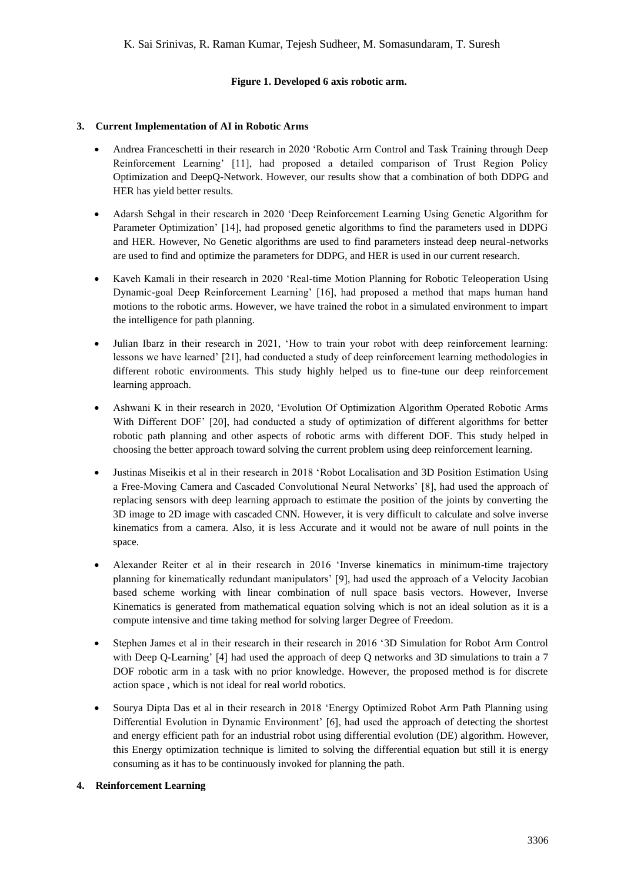**Figure 1. Developed 6 axis robotic arm.**

## 3. Current Implementation of AI in Robotic Arms

- Andrea Franceschetti in their research in 2020 'Robotic Arm Control and Task Training through Deep Reinforcement Learning' [11], had proposed a detailed comparison of Trust Region Policy Optimization and DeepQ-Network. However, our results show that a combination of both DDPG and HER has yield better results.
- Adarsh Sehgal in their research in 2020 'Deep Reinforcement Learning Using Genetic Algorithm for Parameter Optimization' [14], had proposed genetic algorithms to find the parameters used in DDPG and HER. However, No Genetic algorithms are used to find parameters instead deep neural-networks are used to find and optimize the parameters for DDPG, and HER is used in our current research.
- Kaveh Kamali in their research in 2020 'Real-time Motion Planning for Robotic Teleoperation Using Dynamic-goal Deep Reinforcement Learning' [16], had proposed a method that maps human hand motions to the robotic arms. However, we have trained the robot in a simulated environment to impart the intelligence for path planning.
- Julian Ibarz in their research in 2021, 'How to train your robot with deep reinforcement learning: lessons we have learned' [21], had conducted a study of deep reinforcement learning methodologies in different robotic environments. This study highly helped us to fine-tune our deep reinforcement learning approach.
- Ashwani K in their research in 2020, 'Evolution Of Optimization Algorithm Operated Robotic Arms With Different DOF' [20], had conducted a study of optimization of different algorithms for better robotic path planning and other aspects of robotic arms with different DOF. This study helped in choosing the better approach toward solving the current problem using deep reinforcement learning.
- Justinas Miseikis et al in their research in 2018 'Robot Localisation and 3D Position Estimation Using a Free-Moving Camera and Cascaded Convolutional Neural Networks' [8], had used the approach of replacing sensors with deep learning approach to estimate the position of the joints by converting the 3D image to 2D image with cascaded CNN. However, it is very difficult to calculate and solve inverse kinematics from a camera. Also, it is less Accurate and it would not be aware of null points in the space.
- Alexander Reiter et al in their research in 2016 'Inverse kinematics in minimum-time trajectory planning for kinematically redundant manipulators' [9], had used the approach of a Velocity Jacobian based scheme working with linear combination of null space basis vectors. However, Inverse Kinematics is generated from mathematical equation solving which is not an ideal solution as it is a compute intensive and time taking method for solving larger Degree of Freedom.
- Stephen James et al in their research in their research in 2016 '3D Simulation for Robot Arm Control with Deep Q-Learning' [4] had used the approach of deep Q networks and 3D simulations to train a 7 DOF robotic arm in a task with no prior knowledge. However, the proposed method is for discrete action space , which is not ideal for real world robotics.
- Sourya Dipta Das et al in their research in 2018 'Energy Optimized Robot Arm Path Planning using Differential Evolution in Dynamic Environment' [6], had used the approach of detecting the shortest and energy efficient path for an industrial robot using differential evolution (DE) algorithm. However, this Energy optimization technique is limited to solving the differential equation but still it is energy consuming as it has to be continuously invoked for planning the path.

## 4. Reinforcement Learning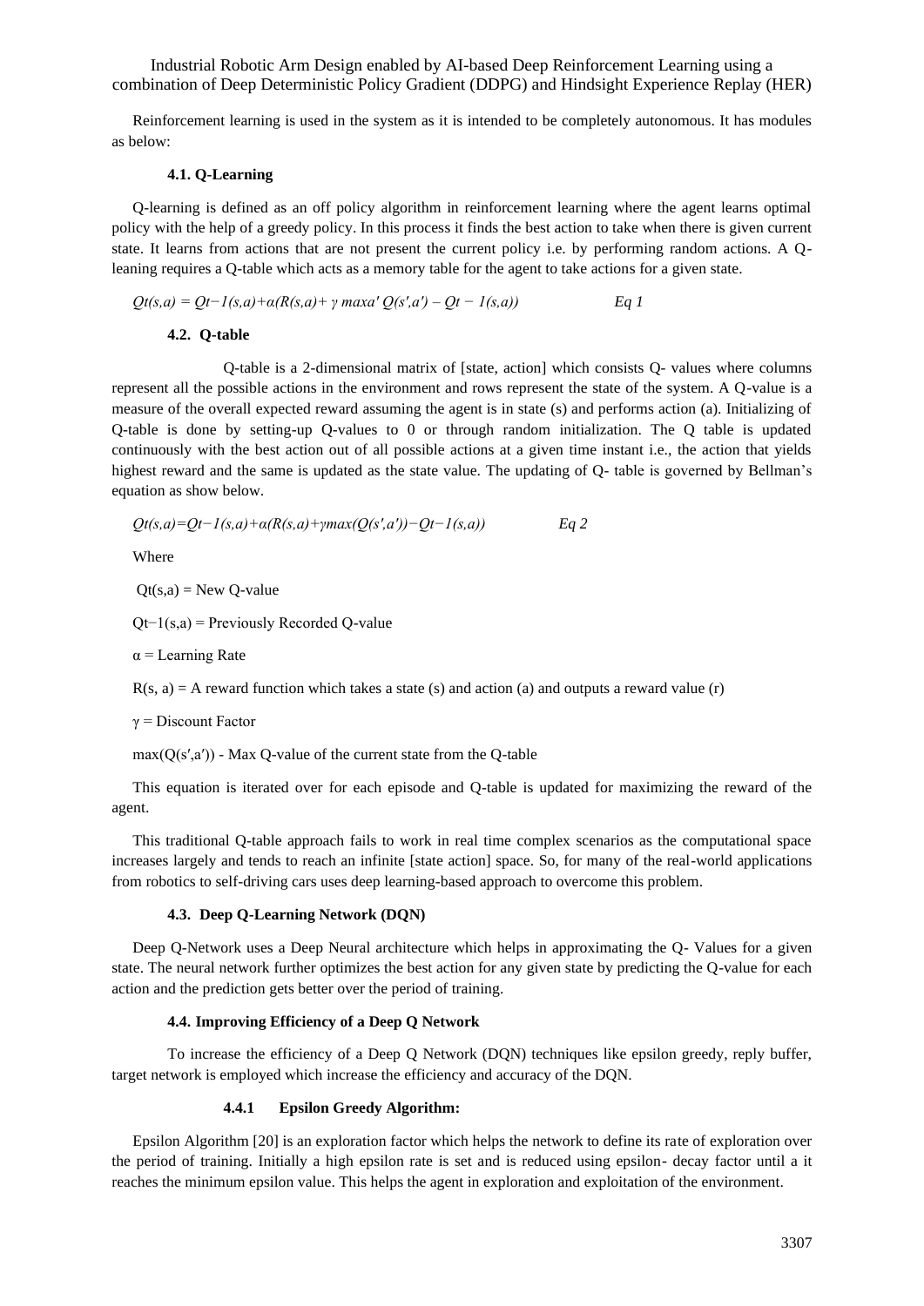Reinforcement learning is used in the system as it is intended to be completely autonomous. It has modules as below:

### 4.1. Q-Learning

Q-learning is defined as an off policy algorithm in reinforcement learning where the agent learns optimal policy with the help of a greedy policy. In this process it finds the best action to take when there is given current state. It learns from actions that are not present the current policy i.e. by performing random actions. A Q-leaning requires a Q-table which acts as a memory table for the agent to take actions for a given state.

$$Q_t(s,a) = Q_{t-1}(s,a)+\alpha(R(s,a)+ \gamma \max_{a'} Q(s',a') - Q_{t-1}(s,a)) \qquad \text{Eq 1}$$

### 4.2. Q-table

Q-table is a 2-dimensional matrix of [state, action] which consists Q- values where columns represent all the possible actions in the environment and rows represent the state of the system. A Q-value is a measure of the overall expected reward assuming the agent is in state (s) and performs action (a). Initializing of Q-table is done by setting-up Q-values to 0 or through random initialization. The Q table is updated continuously with the best action out of all possible actions at a given time instant i.e., the action that yields highest reward and the same is updated as the state value. The updating of Q- table is governed by Bellman's equation as show below.

$$Q_t(s,a)=Q_{t-1}(s,a)+\alpha(R(s,a)+\gamma \max(Q(s',a'))-Q_{t-1}(s,a)) \qquad \text{Eq 2}$$

Where

$Q_t(s,a)$ = New Q-value

$Q_{t-1}(s,a)$ = Previously Recorded Q-value

$\alpha$ = Learning Rate

$R(s, a)$ = A reward function which takes a state (s) and action (a) and outputs a reward value (r)

$\gamma$ = Discount Factor

$\max(Q(s',a'))$ - Max Q-value of the current state from the Q-table

This equation is iterated over for each episode and Q-table is updated for maximizing the reward of the agent.

This traditional Q-table approach fails to work in real time complex scenarios as the computational space increases largely and tends to reach an infinite [state action] space. So, for many of the real-world applications from robotics to self-driving cars uses deep learning-based approach to overcome this problem.

### 4.3. Deep Q-Learning Network (DQN)

Deep Q-Network uses a Deep Neural architecture which helps in approximating the Q- Values for a given state. The neural network further optimizes the best action for any given state by predicting the Q-value for each action and the prediction gets better over the period of training.

### 4.4. Improving Efficiency of a Deep Q Network

To increase the efficiency of a Deep Q Network (DQN) techniques like epsilon greedy, reply buffer, target network is employed which increase the efficiency and accuracy of the DQN.

#### 4.4.1 Epsilon Greedy Algorithm:

Epsilon Algorithm [20] is an exploration factor which helps the network to define its rate of exploration over the period of training. Initially a high epsilon rate is set and is reduced using epsilon- decay factor until a it reaches the minimum epsilon value. This helps the agent in exploration and exploitation of the environment.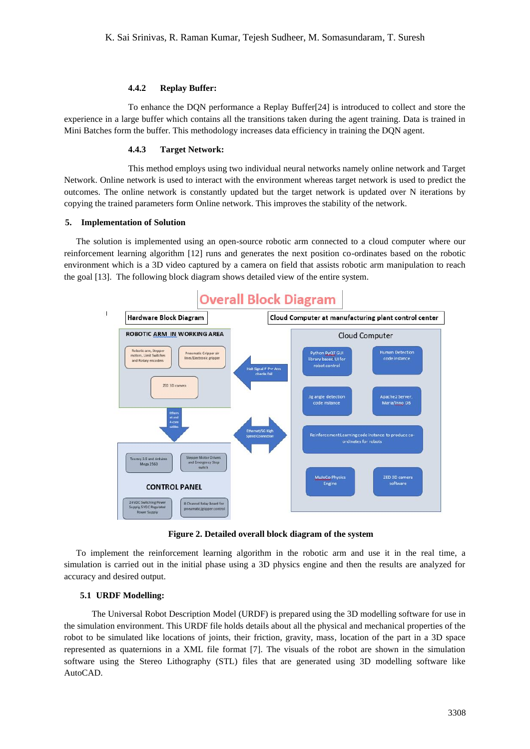#### 4.4.2 Replay Buffer:

To enhance the DQN performance a Replay Buffer[24] is introduced to collect and store the experience in a large buffer which contains all the transitions taken during the agent training. Data is trained in Mini Batches form the buffer. This methodology increases data efficiency in training the DQN agent.

#### 4.4.3 Target Network:

This method employs using two individual neural networks namely online network and Target Network. Online network is used to interact with the environment whereas target network is used to predict the outcomes. The online network is constantly updated but the target network is updated over N iterations by copying the trained parameters form Online network. This improves the stability of the network.

## 5. Implementation of Solution

The solution is implemented using an open-source robotic arm connected to a cloud computer where our reinforcement learning algorithm [12] runs and generates the next position co-ordinates based on the robotic environment which is a 3D video captured by a camera on field that assists robotic arm manipulation to reach the goal [13]. The following block diagram shows detailed view of the entire system.

**Figure 2. Detailed overall block diagram of the system**

To implement the reinforcement learning algorithm in the robotic arm and use it in the real time, a simulation is carried out in the initial phase using a 3D physics engine and then the results are analyzed for accuracy and desired output.

### 5.1 URDF Modelling:

The Universal Robot Description Model (URDF) is prepared using the 3D modelling software for use in the simulation environment. This URDF file holds details about all the physical and mechanical properties of the robot to be simulated like locations of joints, their friction, gravity, mass, location of the part in a 3D space represented as quaternions in a XML file format [7]. The visuals of the robot are shown in the simulation software using the Stereo Lithography (STL) files that are generated using 3D modelling software like AutoCAD.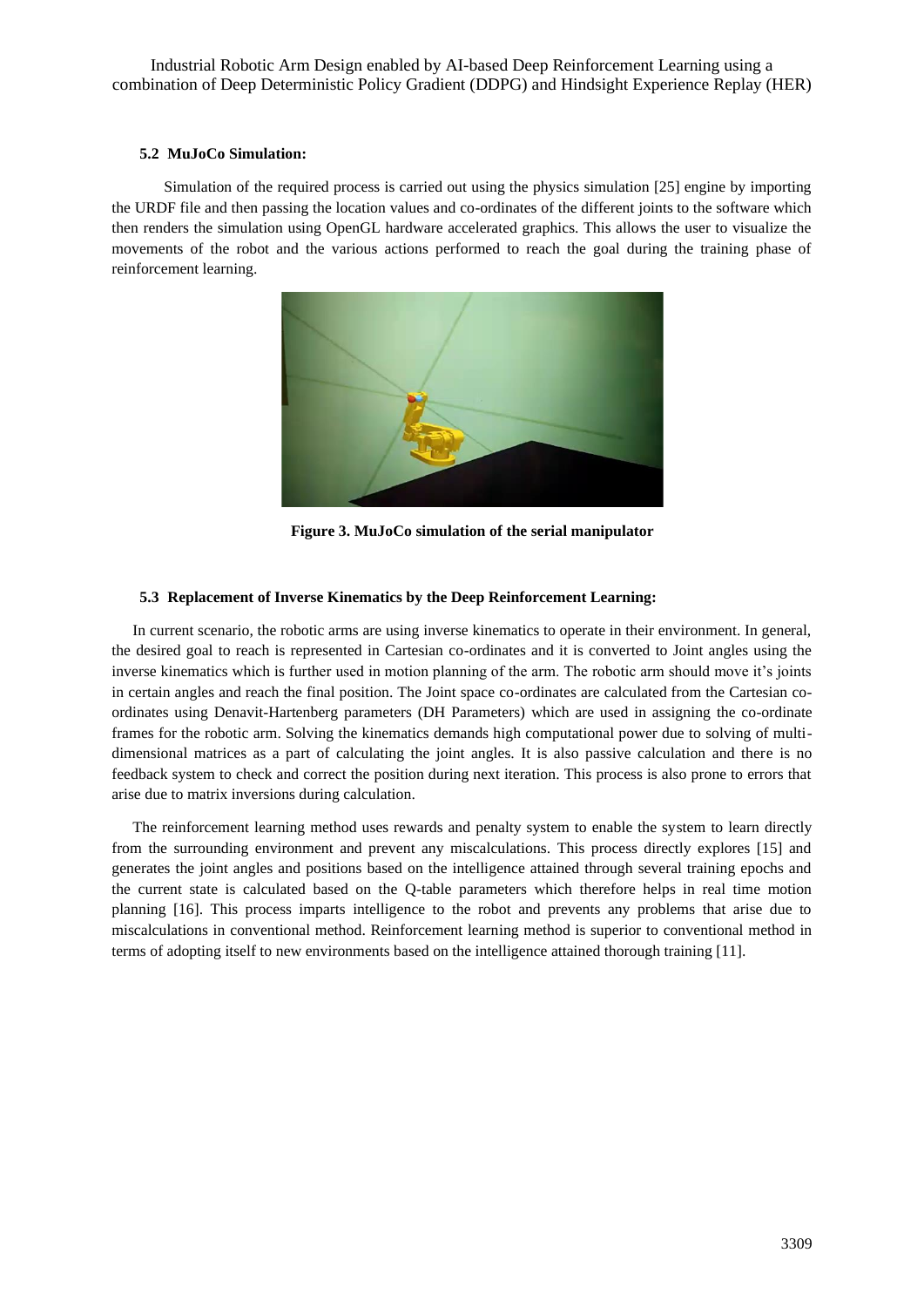### 5.2 MuJoCo Simulation:

Simulation of the required process is carried out using the physics simulation [25] engine by importing the URDF file and then passing the location values and co-ordinates of the different joints to the software which then renders the simulation using OpenGL hardware accelerated graphics. This allows the user to visualize the movements of the robot and the various actions performed to reach the goal during the training phase of reinforcement learning.

**Figure 3. MuJoCo simulation of the serial manipulator**

### 5.3 Replacement of Inverse Kinematics by the Deep Reinforcement Learning:

In current scenario, the robotic arms are using inverse kinematics to operate in their environment. In general, the desired goal to reach is represented in Cartesian co-ordinates and it is converted to Joint angles using the inverse kinematics which is further used in motion planning of the arm. The robotic arm should move it's joints in certain angles and reach the final position. The Joint space co-ordinates are calculated from the Cartesian co-ordinates using Denavit-Hartenberg parameters (DH Parameters) which are used in assigning the co-ordinate frames for the robotic arm. Solving the kinematics demands high computational power due to solving of multi-dimensional matrices as a part of calculating the joint angles. It is also passive calculation and there is no feedback system to check and correct the position during next iteration. This process is also prone to errors that arise due to matrix inversions during calculation.

The reinforcement learning method uses rewards and penalty system to enable the system to learn directly from the surrounding environment and prevent any miscalculations. This process directly explores [15] and generates the joint angles and positions based on the intelligence attained through several training epochs and the current state is calculated based on the Q-table parameters which therefore helps in real time motion planning [16]. This process imparts intelligence to the robot and prevents any problems that arise due to miscalculations in conventional method. Reinforcement learning method is superior to conventional method in terms of adopting itself to new environments based on the intelligence attained thorough training [11].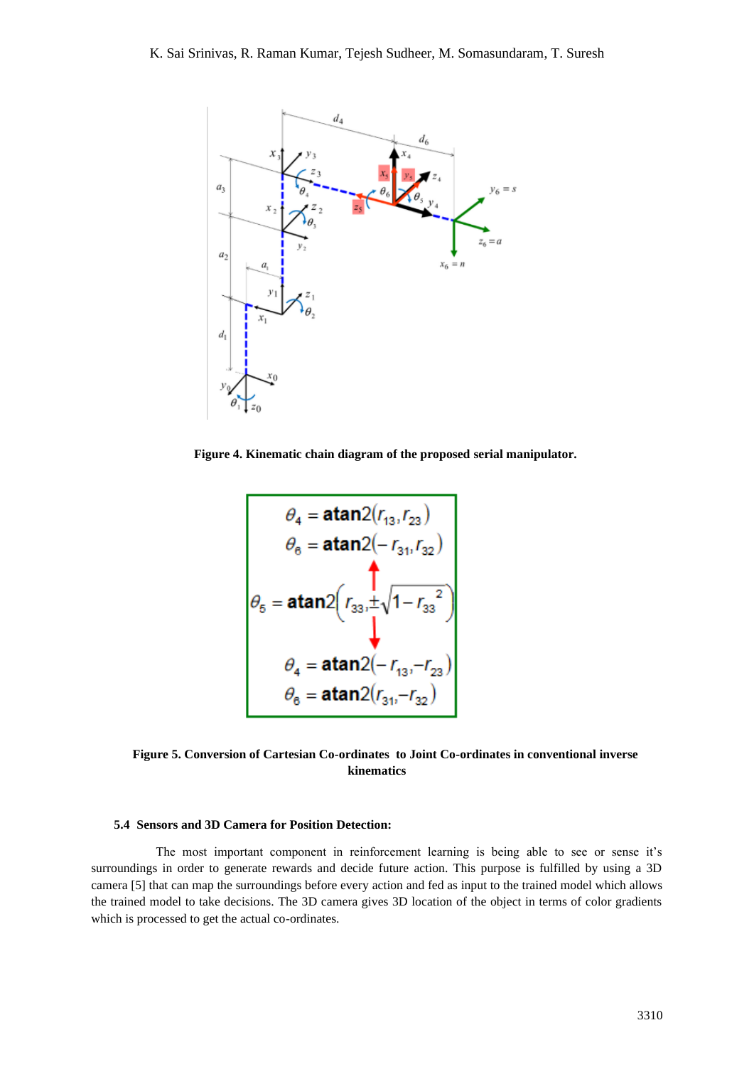**Figure 4. Kinematic chain diagram of the proposed serial manipulator.**

$$\theta_4 = \mathbf{atan2}(r_{13}, r_{23})$$
$$\theta_6 = \mathbf{atan2}(-r_{31}, r_{32})$$
$$\theta_5 = \mathbf{atan2}\left(r_{33}, \pm\sqrt{1 - r_{33}^{\;2}}\right)$$
$$\theta_4 = \mathbf{atan2}(-r_{13}, -r_{23})$$
$$\theta_6 = \mathbf{atan2}(r_{31}, -r_{32})$$

**Figure 5. Conversion of Cartesian Co-ordinates to Joint Co-ordinates in conventional inverse kinematics**

### 5.4 Sensors and 3D Camera for Position Detection:

The most important component in reinforcement learning is being able to see or sense it's surroundings in order to generate rewards and decide future action. This purpose is fulfilled by using a 3D camera [5] that can map the surroundings before every action and fed as input to the trained model which allows the trained model to take decisions. The 3D camera gives 3D location of the object in terms of color gradients which is processed to get the actual co-ordinates.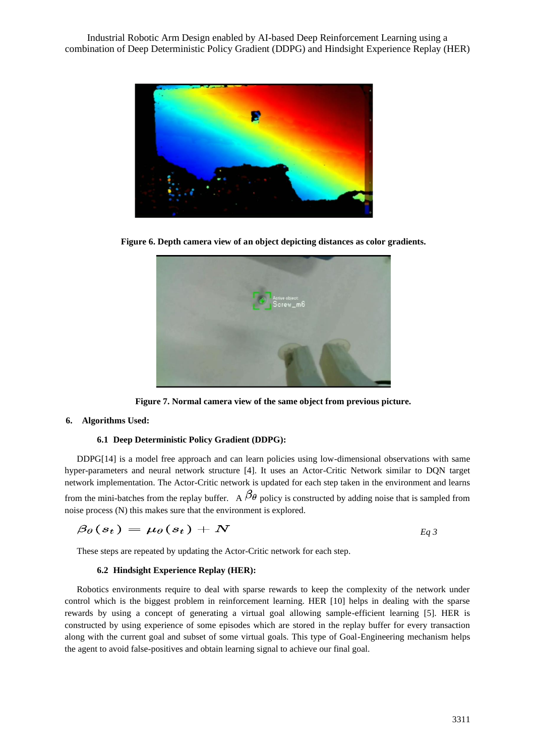**Figure 6. Depth camera view of an object depicting distances as color gradients.**

**Figure 7. Normal camera view of the same object from previous picture.**

## 6. Algorithms Used:

### 6.1 Deep Deterministic Policy Gradient (DDPG):

DDPG[14] is a model free approach and can learn policies using low-dimensional observations with same hyper-parameters and neural network structure [4]. It uses an Actor-Critic Network similar to DQN target network implementation. The Actor-Critic network is updated for each step taken in the environment and learns from the mini-batches from the replay buffer. A $\beta_\theta$ policy is constructed by adding noise that is sampled from noise process (N) this makes sure that the environment is explored.

$$\beta_\theta(s_t) = \mu_\theta(s_t) + N \qquad \textit{Eq 3}$$

These steps are repeated by updating the Actor-Critic network for each step.

### 6.2 Hindsight Experience Replay (HER):

Robotics environments require to deal with sparse rewards to keep the complexity of the network under control which is the biggest problem in reinforcement learning. HER [10] helps in dealing with the sparse rewards by using a concept of generating a virtual goal allowing sample-efficient learning [5]. HER is constructed by using experience of some episodes which are stored in the replay buffer for every transaction along with the current goal and subset of some virtual goals. This type of Goal-Engineering mechanism helps the agent to avoid false-positives and obtain learning signal to achieve our final goal.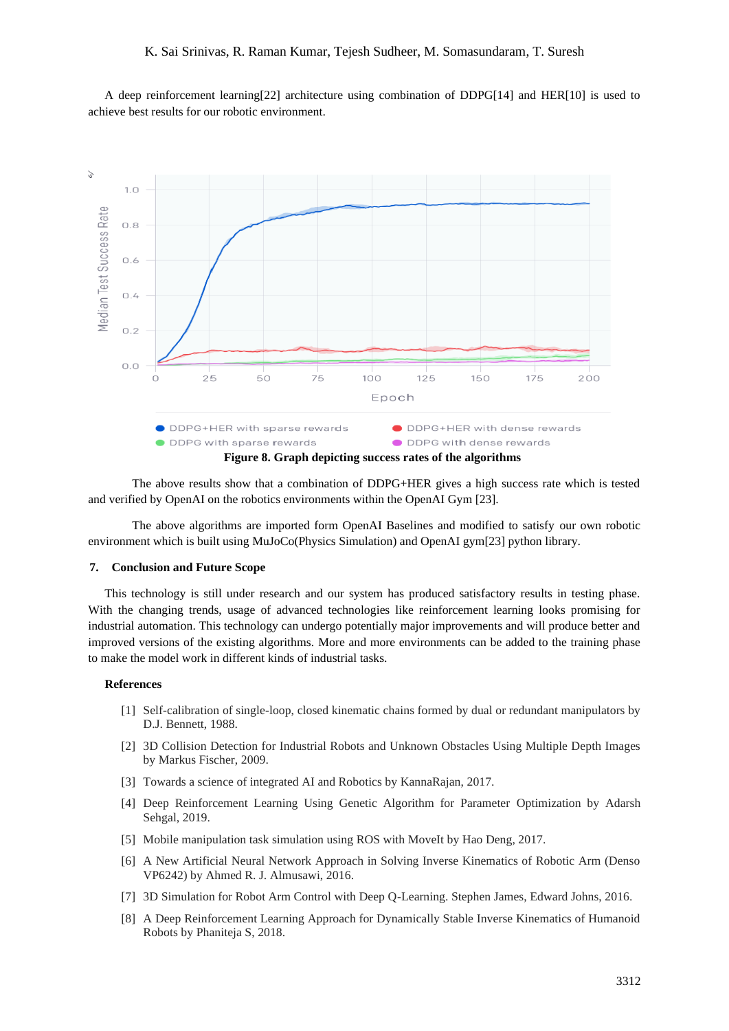A deep reinforcement learning[22] architecture using combination of DDPG[14] and HER[10] is used to achieve best results for our robotic environment.

**Figure 8. Graph depicting success rates of the algorithms**

The above results show that a combination of DDPG+HER gives a high success rate which is tested and verified by OpenAI on the robotics environments within the OpenAI Gym [23].

The above algorithms are imported form OpenAI Baselines and modified to satisfy our own robotic environment which is built using MuJoCo(Physics Simulation) and OpenAI gym[23] python library.

## 7. Conclusion and Future Scope

This technology is still under research and our system has produced satisfactory results in testing phase. With the changing trends, usage of advanced technologies like reinforcement learning looks promising for industrial automation. This technology can undergo potentially major improvements and will produce better and improved versions of the existing algorithms. More and more environments can be added to the training phase to make the model work in different kinds of industrial tasks.

### References

[1] Self-calibration of single-loop, closed kinematic chains formed by dual or redundant manipulators by D.J. Bennett, 1988.

[2] 3D Collision Detection for Industrial Robots and Unknown Obstacles Using Multiple Depth Images by Markus Fischer, 2009.

[3] Towards a science of integrated AI and Robotics by KannaRajan, 2017.

[4] Deep Reinforcement Learning Using Genetic Algorithm for Parameter Optimization by Adarsh Sehgal, 2019.

[5] Mobile manipulation task simulation using ROS with MoveIt by Hao Deng, 2017.

[6] A New Artificial Neural Network Approach in Solving Inverse Kinematics of Robotic Arm (Denso VP6242) by Ahmed R. J. Almusawi, 2016.

[7] 3D Simulation for Robot Arm Control with Deep Q-Learning. Stephen James, Edward Johns, 2016.

[8] A Deep Reinforcement Learning Approach for Dynamically Stable Inverse Kinematics of Humanoid Robots by Phaniteja S, 2018.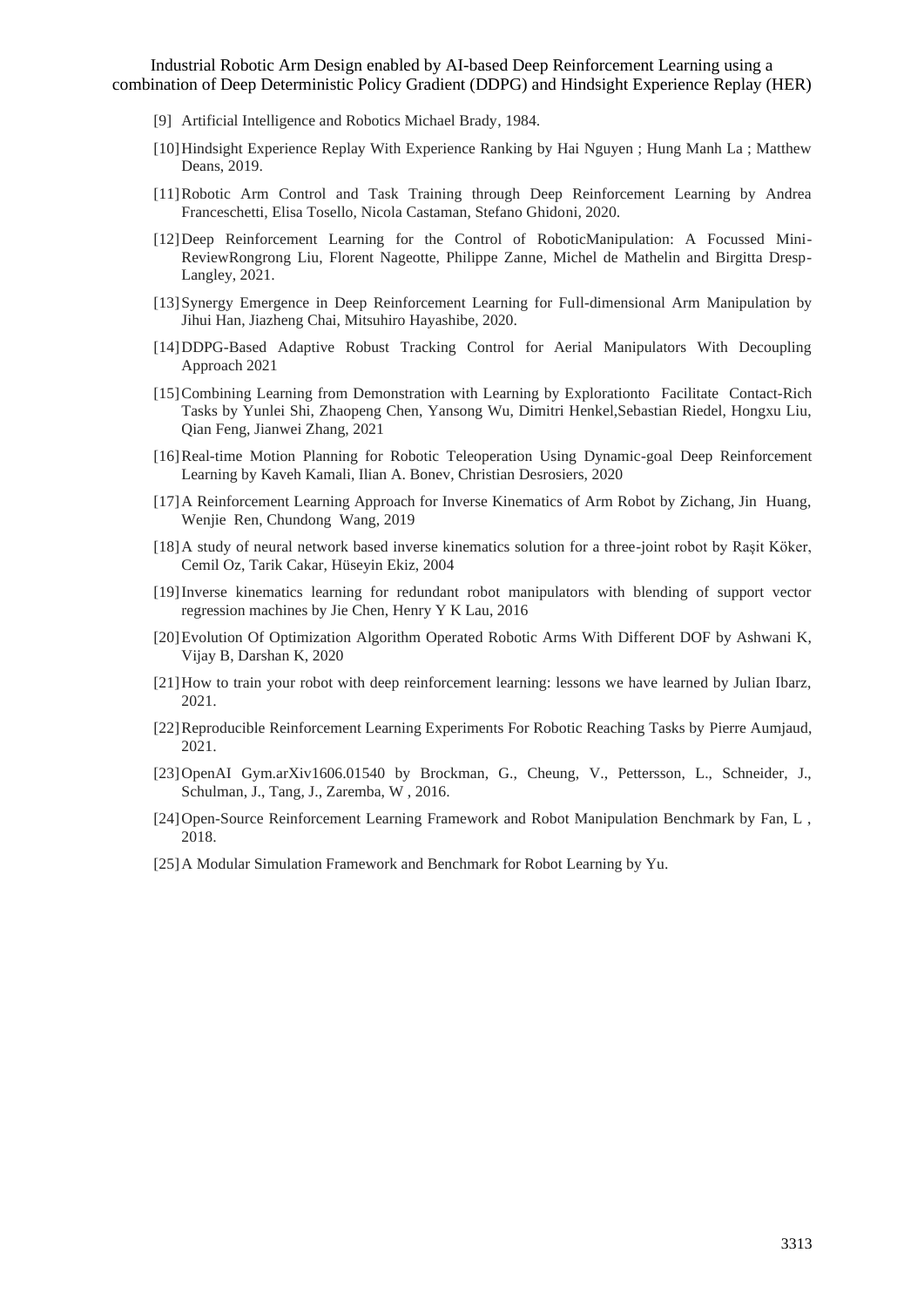[9] Artificial Intelligence and Robotics Michael Brady, 1984.

[10] Hindsight Experience Replay With Experience Ranking by Hai Nguyen ; Hung Manh La ; Matthew Deans, 2019.

[11] Robotic Arm Control and Task Training through Deep Reinforcement Learning by Andrea Franceschetti, Elisa Tosello, Nicola Castaman, Stefano Ghidoni, 2020.

[12] Deep Reinforcement Learning for the Control of RoboticManipulation: A Focussed Mini-ReviewRongrong Liu, Florent Nageotte, Philippe Zanne, Michel de Mathelin and Birgitta Dresp-Langley, 2021.

[13] Synergy Emergence in Deep Reinforcement Learning for Full-dimensional Arm Manipulation by Jihui Han, Jiazheng Chai, Mitsuhiro Hayashibe, 2020.

[14] DDPG-Based Adaptive Robust Tracking Control for Aerial Manipulators With Decoupling Approach 2021

[15] Combining Learning from Demonstration with Learning by Explorationto Facilitate Contact-Rich Tasks by Yunlei Shi, Zhaopeng Chen, Yansong Wu, Dimitri Henkel,Sebastian Riedel, Hongxu Liu, Qian Feng, Jianwei Zhang, 2021

[16] Real-time Motion Planning for Robotic Teleoperation Using Dynamic-goal Deep Reinforcement Learning by Kaveh Kamali, Ilian A. Bonev, Christian Desrosiers, 2020

[17] A Reinforcement Learning Approach for Inverse Kinematics of Arm Robot by Zichang, Jin Huang, Wenjie Ren, Chundong Wang, 2019

[18] A study of neural network based inverse kinematics solution for a three-joint robot by Raşit Köker, Cemil Oz, Tarik Cakar, Hüseyin Ekiz, 2004

[19] Inverse kinematics learning for redundant robot manipulators with blending of support vector regression machines by Jie Chen, Henry Y K Lau, 2016

[20] Evolution Of Optimization Algorithm Operated Robotic Arms With Different DOF by Ashwani K, Vijay B, Darshan K, 2020

[21] How to train your robot with deep reinforcement learning: lessons we have learned by Julian Ibarz, 2021.

[22] Reproducible Reinforcement Learning Experiments For Robotic Reaching Tasks by Pierre Aumjaud, 2021.

[23] OpenAI Gym.arXiv1606.01540 by Brockman, G., Cheung, V., Pettersson, L., Schneider, J., Schulman, J., Tang, J., Zaremba, W , 2016.

[24] Open-Source Reinforcement Learning Framework and Robot Manipulation Benchmark by Fan, L , 2018.

[25] A Modular Simulation Framework and Benchmark for Robot Learning by Yu.